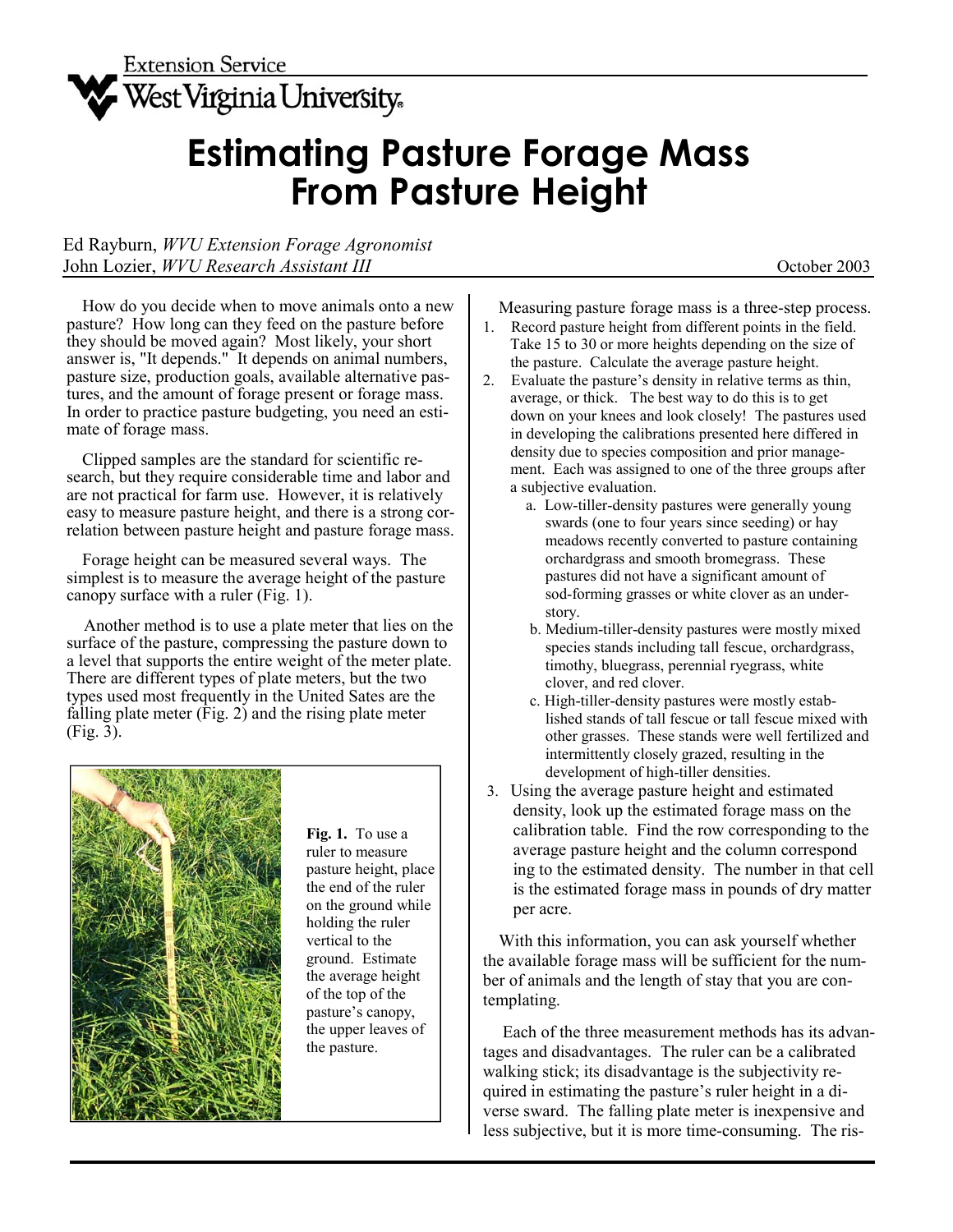Extension Service
West Virginia University

# Estimating Pasture Forage Mass From Pasture Height

Ed Rayburn, *WVU Extension Forage Agronomist*
John Lozier, *WVU Research Assistant III*

October 2003

How do you decide when to move animals onto a new pasture? How long can they feed on the pasture before they should be moved again? Most likely, your short answer is, "It depends." It depends on animal numbers, pasture size, production goals, available alternative pastures, and the amount of forage present or forage mass. In order to practice pasture budgeting, you need an estimate of forage mass.

Clipped samples are the standard for scientific research, but they require considerable time and labor and are not practical for farm use. However, it is relatively easy to measure pasture height, and there is a strong correlation between pasture height and pasture forage mass.

Forage height can be measured several ways. The simplest is to measure the average height of the pasture canopy surface with a ruler (Fig. 1).

Another method is to use a plate meter that lies on the surface of the pasture, compressing the pasture down to a level that supports the entire weight of the meter plate. There are different types of plate meters, but the two types used most frequently in the United Sates are the falling plate meter (Fig. 2) and the rising plate meter (Fig. 3).

**Fig. 1.** To use a ruler to measure pasture height, place the end of the ruler on the ground while holding the ruler vertical to the ground. Estimate the average height of the top of the pasture's canopy, the upper leaves of the pasture.

Measuring pasture forage mass is a three-step process.

1. Record pasture height from different points in the field. Take 15 to 30 or more heights depending on the size of the pasture. Calculate the average pasture height.
2. Evaluate the pasture's density in relative terms as thin, average, or thick. The best way to do this is to get down on your knees and look closely! The pastures used in developing the calibrations presented here differed in density due to species composition and prior management. Each was assigned to one of the three groups after a subjective evaluation.
   a. Low-tiller-density pastures were generally young swards (one to four years since seeding) or hay meadows recently converted to pasture containing orchardgrass and smooth bromegrass. These pastures did not have a significant amount of sod-forming grasses or white clover as an understory.
   b. Medium-tiller-density pastures were mostly mixed species stands including tall fescue, orchardgrass, timothy, bluegrass, perennial ryegrass, white clover, and red clover.
   c. High-tiller-density pastures were mostly established stands of tall fescue or tall fescue mixed with other grasses. These stands were well fertilized and intermittently closely grazed, resulting in the development of high-tiller densities.
3. Using the average pasture height and estimated density, look up the estimated forage mass on the calibration table. Find the row corresponding to the average pasture height and the column corresponding to the estimated density. The number in that cell is the estimated forage mass in pounds of dry matter per acre.

With this information, you can ask yourself whether the available forage mass will be sufficient for the number of animals and the length of stay that you are contemplating.

Each of the three measurement methods has its advantages and disadvantages. The ruler can be a calibrated walking stick; its disadvantage is the subjectivity required in estimating the pasture's ruler height in a diverse sward. The falling plate meter is inexpensive and less subjective, but it is more time-consuming. The ris-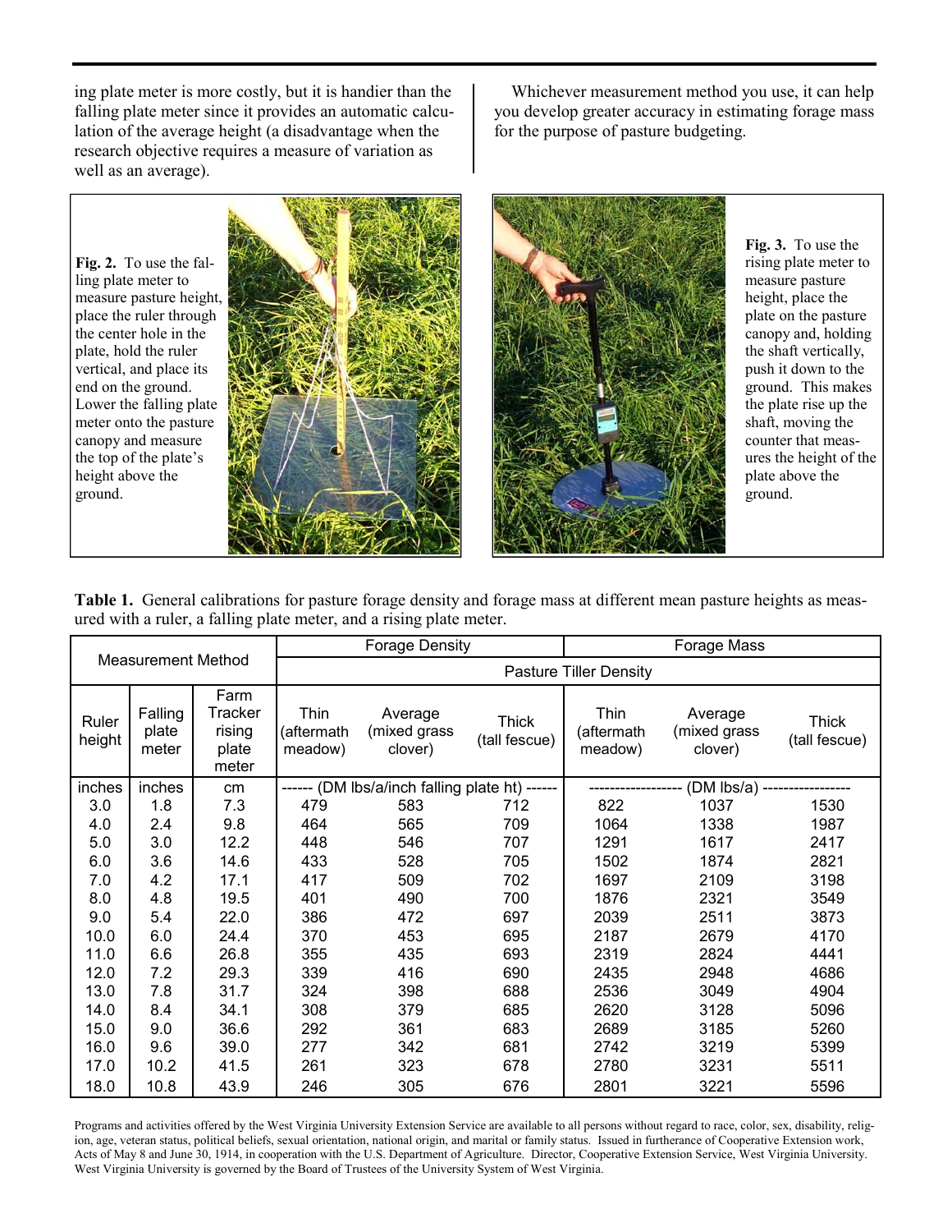ing plate meter is more costly, but it is handier than the falling plate meter since it provides an automatic calculation of the average height (a disadvantage when the research objective requires a measure of variation as well as an average).

Whichever measurement method you use, it can help you develop greater accuracy in estimating forage mass for the purpose of pasture budgeting.

**Fig. 2.** To use the falling plate meter to measure pasture height, place the ruler through the center hole in the plate, hold the ruler vertical, and place its end on the ground. Lower the falling plate meter onto the pasture canopy and measure the top of the plate's height above the ground.

**Fig. 3.** To use the rising plate meter to measure pasture height, place the plate on the pasture canopy and, holding the shaft vertically, push it down to the ground. This makes the plate rise up the shaft, moving the counter that measures the height of the plate above the ground.

**Table 1.** General calibrations for pasture forage density and forage mass at different mean pasture heights as measured with a ruler, a falling plate meter, and a rising plate meter.

| Measurement Method | | | Forage Density | | | Forage Mass | | |
|---|---|---|---|---|---|---|---|---|
| | | | Pasture Tiller Density | | | | | |
| Ruler height | Falling plate meter | Farm Tracker rising plate meter | Thin (aftermath meadow) | Average (mixed grass clover) | Thick (tall fescue) | Thin (aftermath meadow) | Average (mixed grass clover) | Thick (tall fescue) |
| inches | inches | cm | ------ (DM lbs/a/inch falling plate ht) ------ | | | ----------------- (DM lbs/a) ----------------- | | |
| 3.0 | 1.8 | 7.3 | 479 | 583 | 712 | 822 | 1037 | 1530 |
| 4.0 | 2.4 | 9.8 | 464 | 565 | 709 | 1064 | 1338 | 1987 |
| 5.0 | 3.0 | 12.2 | 448 | 546 | 707 | 1291 | 1617 | 2417 |
| 6.0 | 3.6 | 14.6 | 433 | 528 | 705 | 1502 | 1874 | 2821 |
| 7.0 | 4.2 | 17.1 | 417 | 509 | 702 | 1697 | 2109 | 3198 |
| 8.0 | 4.8 | 19.5 | 401 | 490 | 700 | 1876 | 2321 | 3549 |
| 9.0 | 5.4 | 22.0 | 386 | 472 | 697 | 2039 | 2511 | 3873 |
| 10.0 | 6.0 | 24.4 | 370 | 453 | 695 | 2187 | 2679 | 4170 |
| 11.0 | 6.6 | 26.8 | 355 | 435 | 693 | 2319 | 2824 | 4441 |
| 12.0 | 7.2 | 29.3 | 339 | 416 | 690 | 2435 | 2948 | 4686 |
| 13.0 | 7.8 | 31.7 | 324 | 398 | 688 | 2536 | 3049 | 4904 |
| 14.0 | 8.4 | 34.1 | 308 | 379 | 685 | 2620 | 3128 | 5096 |
| 15.0 | 9.0 | 36.6 | 292 | 361 | 683 | 2689 | 3185 | 5260 |
| 16.0 | 9.6 | 39.0 | 277 | 342 | 681 | 2742 | 3219 | 5399 |
| 17.0 | 10.2 | 41.5 | 261 | 323 | 678 | 2780 | 3231 | 5511 |
| 18.0 | 10.8 | 43.9 | 246 | 305 | 676 | 2801 | 3221 | 5596 |

Programs and activities offered by the West Virginia University Extension Service are available to all persons without regard to race, color, sex, disability, religion, age, veteran status, political beliefs, sexual orientation, national origin, and marital or family status. Issued in furtherance of Cooperative Extension work, Acts of May 8 and June 30, 1914, in cooperation with the U.S. Department of Agriculture. Director, Cooperative Extension Service, West Virginia University. West Virginia University is governed by the Board of Trustees of the University System of West Virginia.